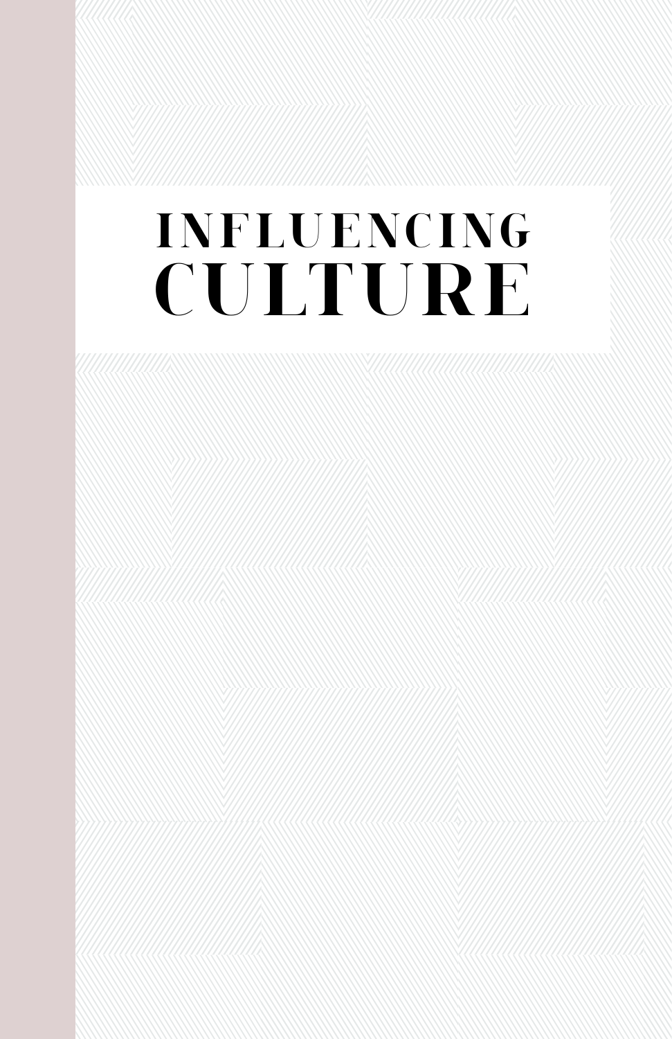# INFLUENCING CULTURE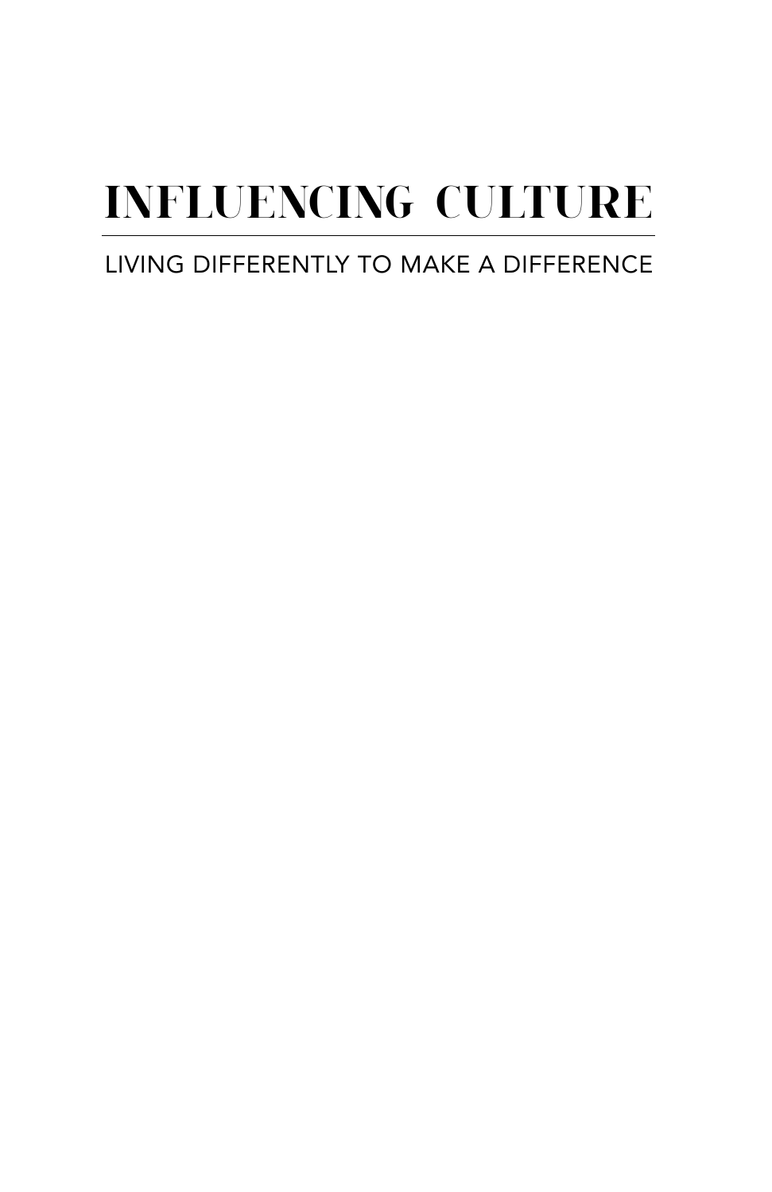# INFLUENCING CULTURE

LIVING DIFFERENTLY TO MAKE A DIFFERENCE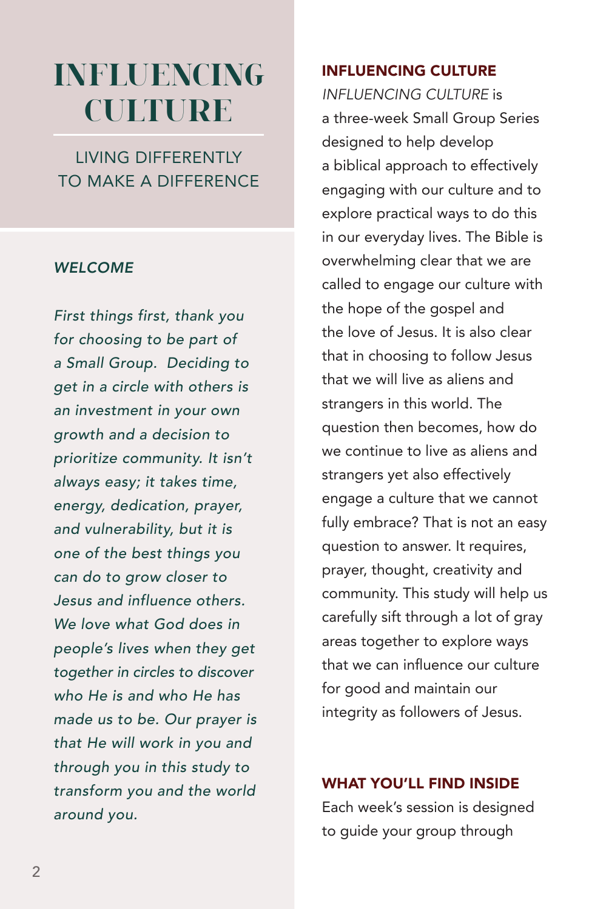# INFLUENCING CULTURE

LIVING DIFFERENTLY TO MAKE A DIFFERENCE

### *WELCOME*

*First things first, thank you for choosing to be part of a Small Group. Deciding to get in a circle with others is an investment in your own growth and a decision to prioritize community. It isn't always easy; it takes time, energy, dedication, prayer, and vulnerability, but it is one of the best things you can do to grow closer to Jesus and influence others. We love what God does in people's lives when they get together in circles to discover who He is and who He has made us to be. Our prayer is that He will work in you and through you in this study to transform you and the world around you.*

### INFLUENCING CULTURE

*INFLUENCING CULTURE* is a three-week Small Group Series designed to help develop a biblical approach to effectively engaging with our culture and to explore practical ways to do this in our everyday lives. The Bible is overwhelming clear that we are called to engage our culture with the hope of the gospel and the love of Jesus. It is also clear that in choosing to follow Jesus that we will live as aliens and strangers in this world. The question then becomes, how do we continue to live as aliens and strangers yet also effectively engage a culture that we cannot fully embrace? That is not an easy question to answer. It requires, prayer, thought, creativity and community. This study will help us carefully sift through a lot of gray areas together to explore ways that we can influence our culture for good and maintain our integrity as followers of Jesus.

### WHAT YOU'LL FIND INSIDE

Each week's session is designed to guide your group through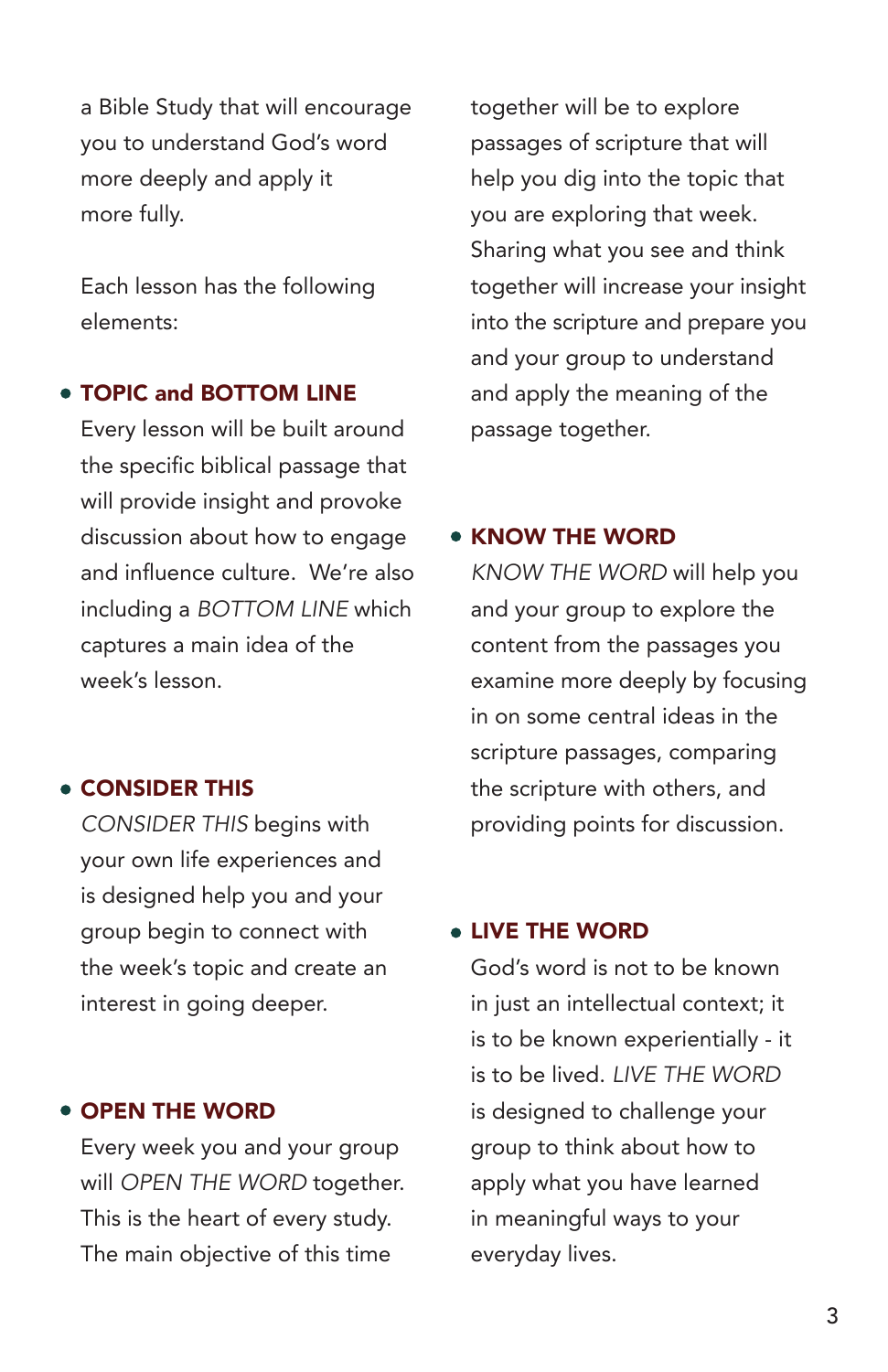a Bible Study that will encourage you to understand God's word more deeply and apply it more fully.

Each lesson has the following elements:

- **TOPIC and BOTTOM LINE**
  Every lesson will be built around the specific biblical passage that will provide insight and provoke discussion about how to engage and influence culture. We're also including a *BOTTOM LINE* which captures a main idea of the week's lesson.

- **CONSIDER THIS**
  *CONSIDER THIS* begins with your own life experiences and is designed help you and your group begin to connect with the week's topic and create an interest in going deeper.

- **OPEN THE WORD**
  Every week you and your group will *OPEN THE WORD* together. This is the heart of every study. The main objective of this time together will be to explore passages of scripture that will help you dig into the topic that you are exploring that week. Sharing what you see and think together will increase your insight into the scripture and prepare you and your group to understand and apply the meaning of the passage together.

- **KNOW THE WORD**
  *KNOW THE WORD* will help you and your group to explore the content from the passages you examine more deeply by focusing in on some central ideas in the scripture passages, comparing the scripture with others, and providing points for discussion.

- **LIVE THE WORD**
  God's word is not to be known in just an intellectual context; it is to be known experientially - it is to be lived. *LIVE THE WORD* is designed to challenge your group to think about how to apply what you have learned in meaningful ways to your everyday lives.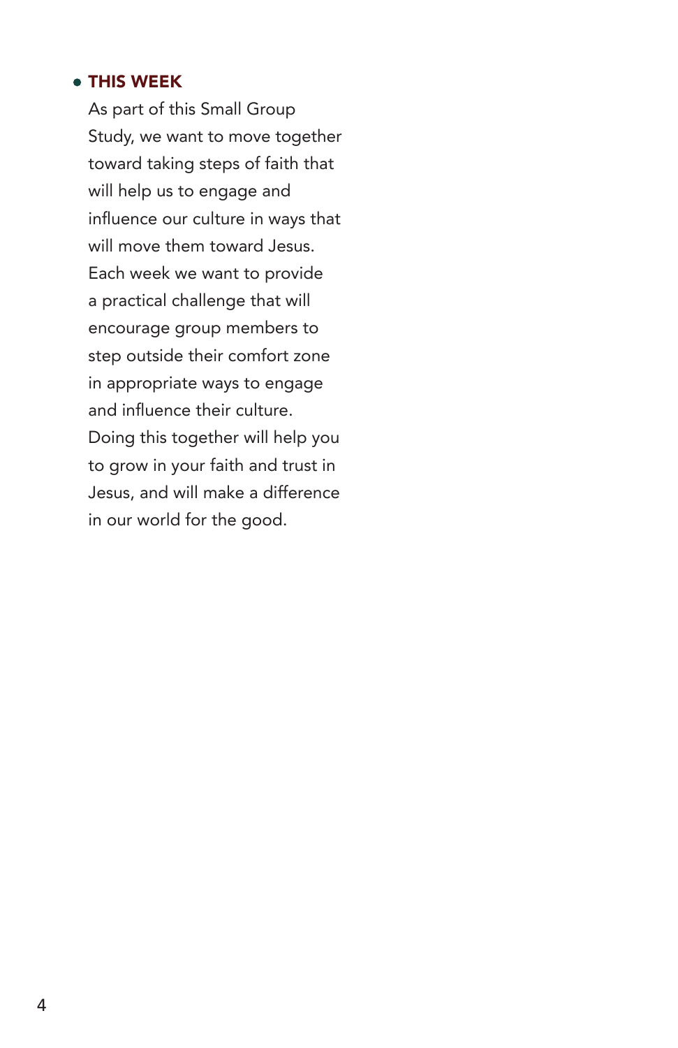- **THIS WEEK**

  As part of this Small Group Study, we want to move together toward taking steps of faith that will help us to engage and influence our culture in ways that will move them toward Jesus. Each week we want to provide a practical challenge that will encourage group members to step outside their comfort zone in appropriate ways to engage and influence their culture. Doing this together will help you to grow in your faith and trust in Jesus, and will make a difference in our world for the good.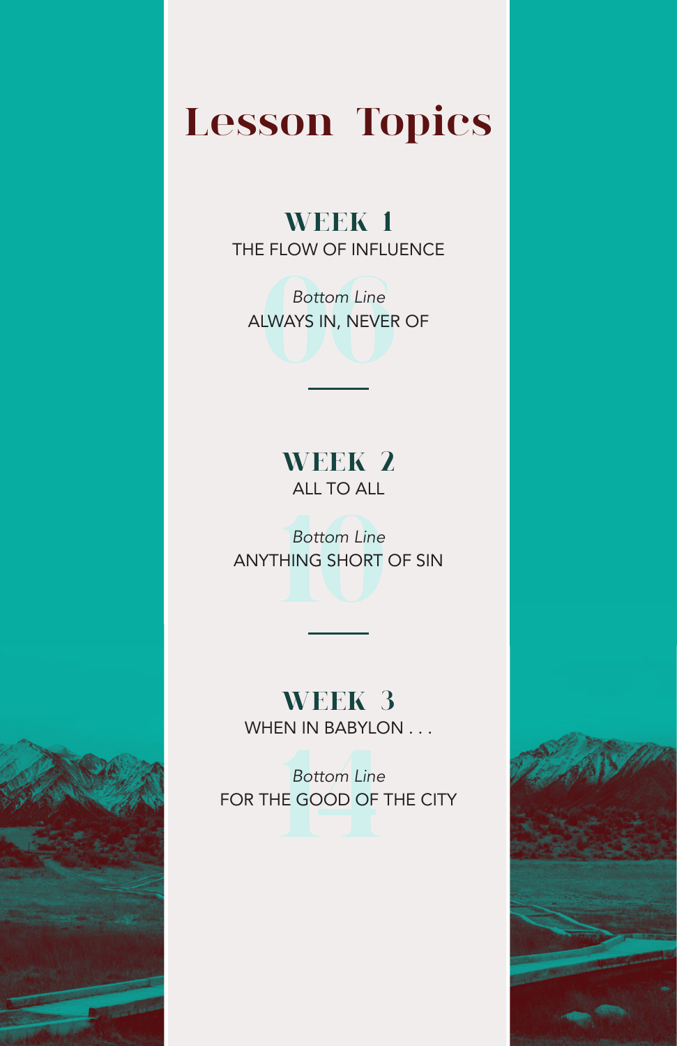# Lesson Topics

## WEEK 1

THE FLOW OF INFLUENCE

06

*Bottom Line*

ALWAYS IN, NEVER OF

---

## WEEK 2

ALL TO ALL

10

*Bottom Line*

ANYTHING SHORT OF SIN

---

## WEEK 3

WHEN IN BABYLON . . .

14

*Bottom Line*

FOR THE GOOD OF THE CITY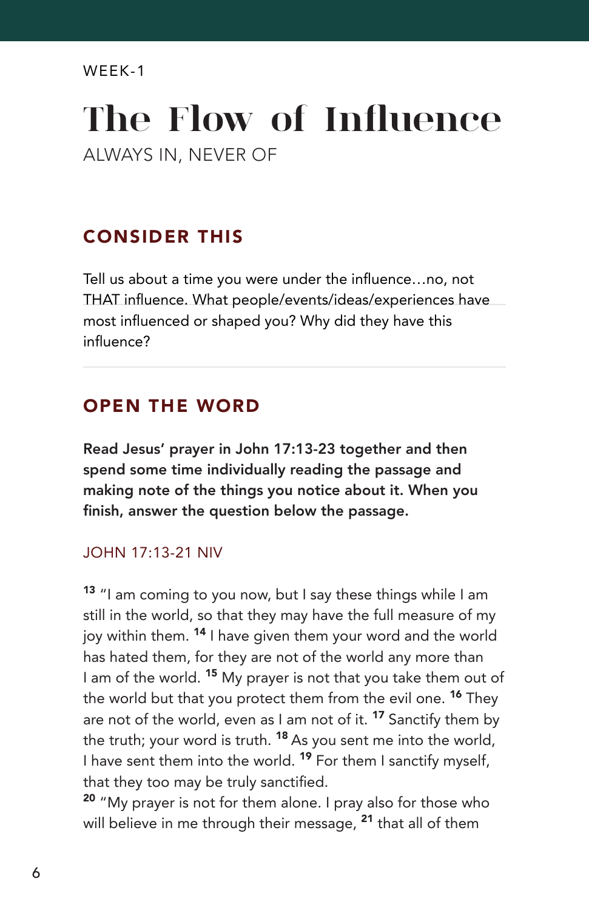WEEK-1

# The Flow of Influence

ALWAYS IN, NEVER OF

## CONSIDER THIS

Tell us about a time you were under the influence…no, not THAT influence. What people/events/ideas/experiences have most influenced or shaped you? Why did they have this influence?

---

## OPEN THE WORD

**Read Jesus' prayer in John 17:13-23 together and then spend some time individually reading the passage and making note of the things you notice about it. When you finish, answer the question below the passage.**

### JOHN 17:13-21 NIV

[13] "I am coming to you now, but I say these things while I am still in the world, so that they may have the full measure of my joy within them. [14] I have given them your word and the world has hated them, for they are not of the world any more than I am of the world. [15] My prayer is not that you take them out of the world but that you protect them from the evil one. [16] They are not of the world, even as I am not of it. [17] Sanctify them by the truth; your word is truth. [18] As you sent me into the world, I have sent them into the world. [19] For them I sanctify myself, that they too may be truly sanctified.

[20] "My prayer is not for them alone. I pray also for those who will believe in me through their message, [21] that all of them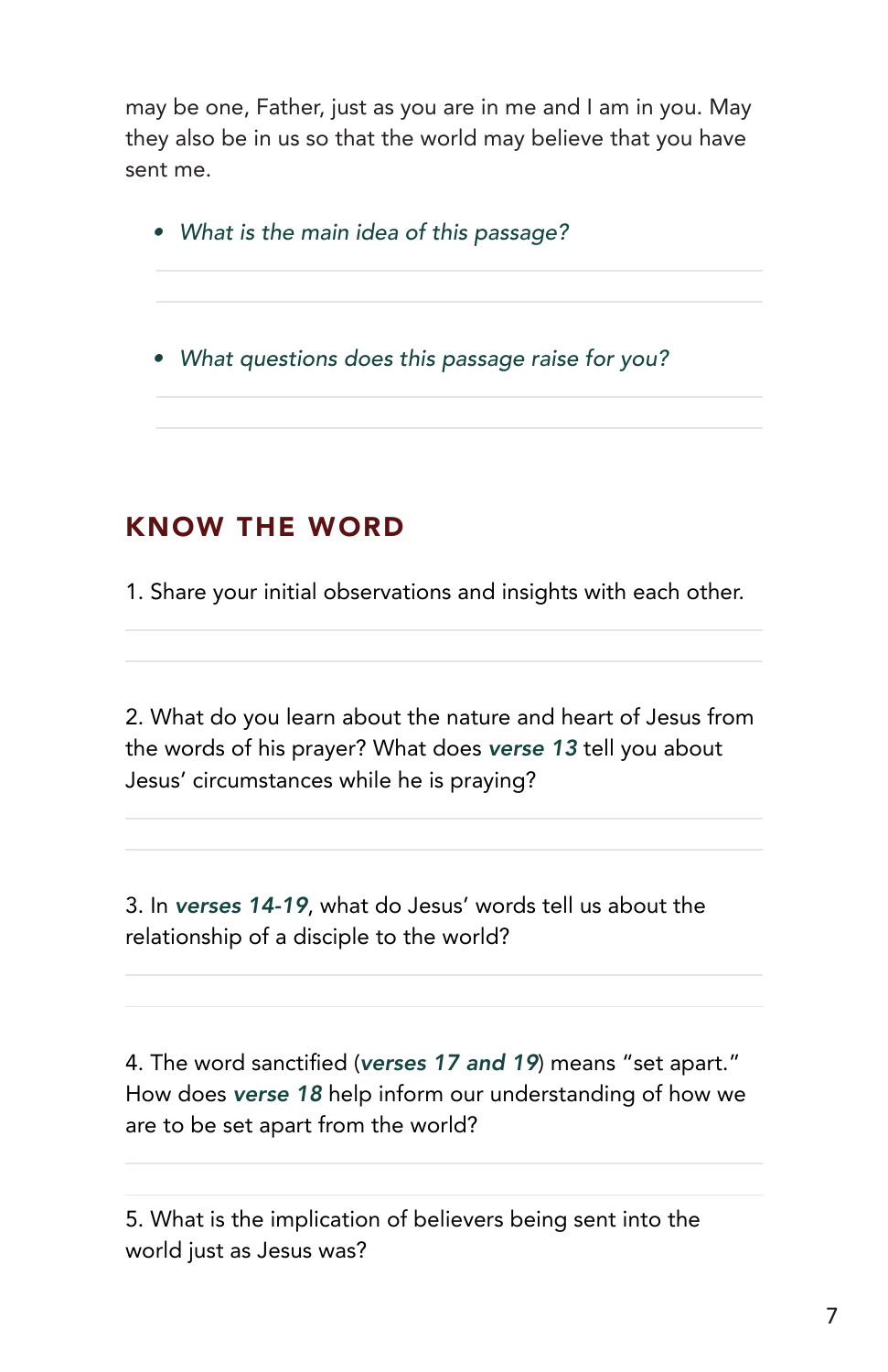may be one, Father, just as you are in me and I am in you. May they also be in us so that the world may believe that you have sent me.

- *What is the main idea of this passage?*

- *What questions does this passage raise for you?*

## KNOW THE WORD

1. Share your initial observations and insights with each other.

2. What do you learn about the nature and heart of Jesus from the words of his prayer? What does ***verse 13*** tell you about Jesus' circumstances while he is praying?

3. In ***verses 14-19***, what do Jesus' words tell us about the relationship of a disciple to the world?

4. The word sanctified (***verses 17 and 19***) means "set apart." How does ***verse 18*** help inform our understanding of how we are to be set apart from the world?

5. What is the implication of believers being sent into the world just as Jesus was?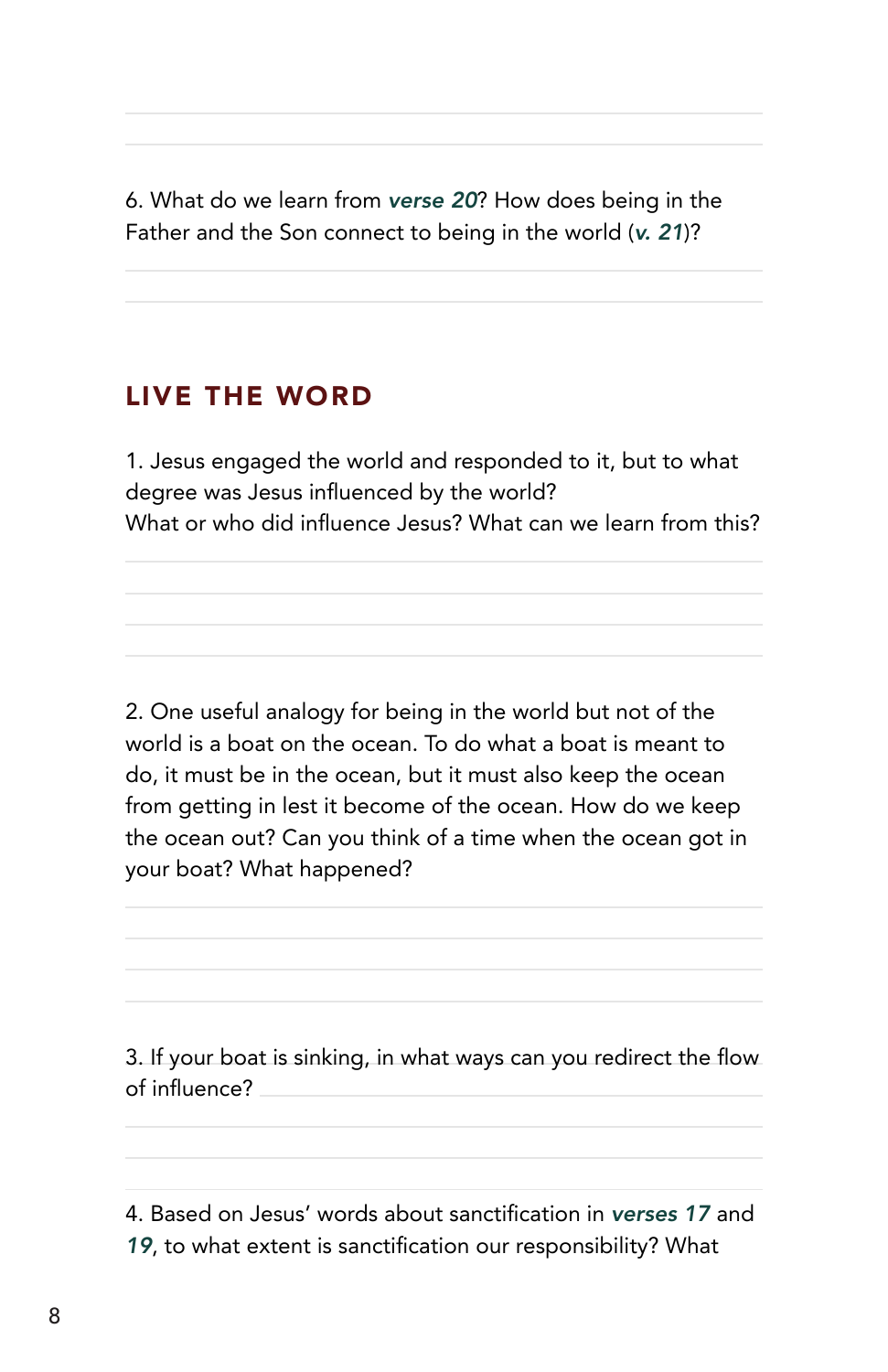6. What do we learn from ***verse 20***? How does being in the Father and the Son connect to being in the world (***v. 21***)?

## LIVE THE WORD

1. Jesus engaged the world and responded to it, but to what degree was Jesus influenced by the world?
What or who did influence Jesus? What can we learn from this?

2. One useful analogy for being in the world but not of the world is a boat on the ocean. To do what a boat is meant to do, it must be in the ocean, but it must also keep the ocean from getting in lest it become of the ocean. How do we keep the ocean out? Can you think of a time when the ocean got in your boat? What happened?

3. If your boat is sinking, in what ways can you redirect the flow of influence?

4. Based on Jesus' words about sanctification in ***verses 17*** and ***19***, to what extent is sanctification our responsibility? What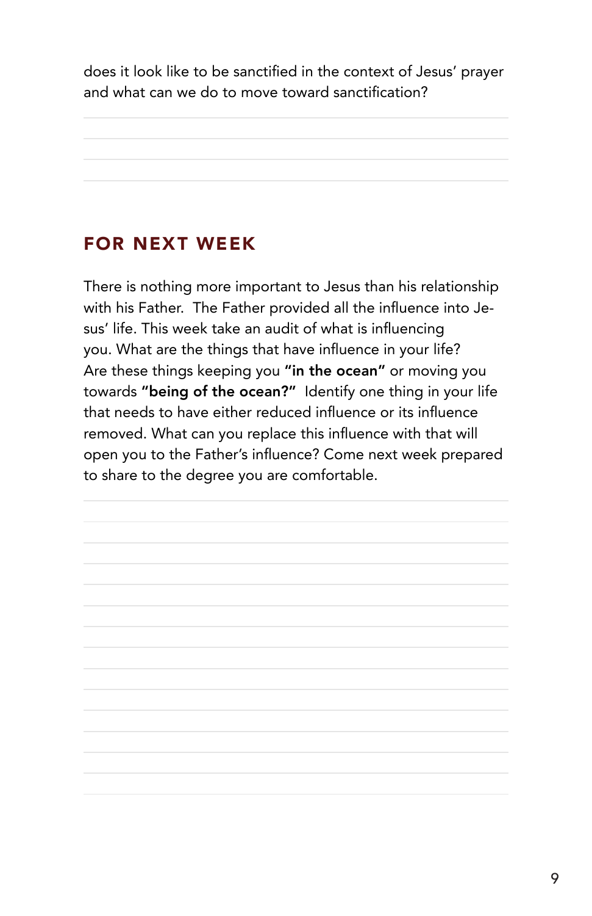does it look like to be sanctified in the context of Jesus' prayer and what can we do to move toward sanctification?

## FOR NEXT WEEK

There is nothing more important to Jesus than his relationship with his Father. The Father provided all the influence into Jesus' life. This week take an audit of what is influencing you. What are the things that have influence in your life? Are these things keeping you **"in the ocean"** or moving you towards **"being of the ocean?"** Identify one thing in your life that needs to have either reduced influence or its influence removed. What can you replace this influence with that will open you to the Father's influence? Come next week prepared to share to the degree you are comfortable.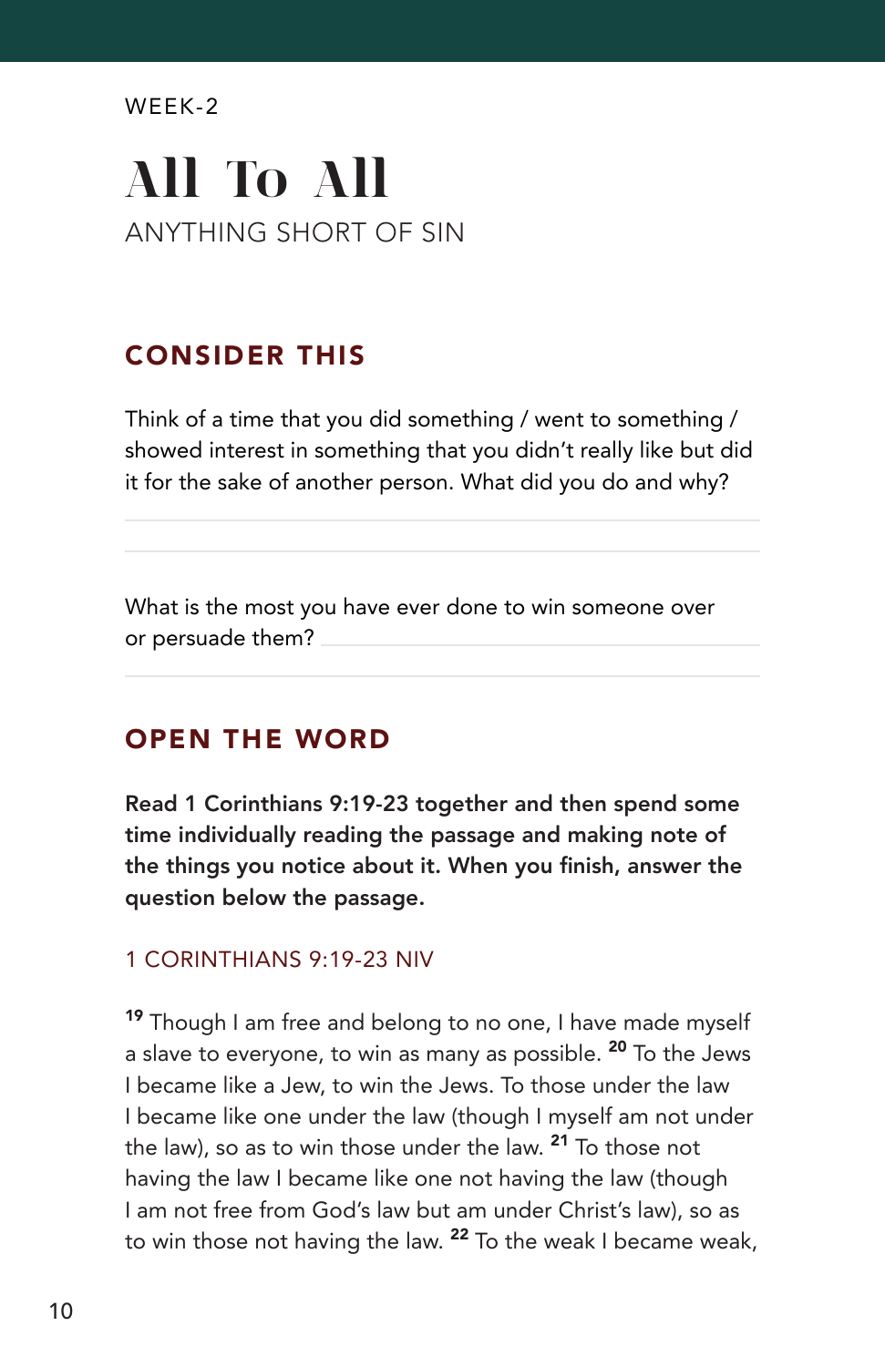WEEK-2

# All To All

ANYTHING SHORT OF SIN

## CONSIDER THIS

Think of a time that you did something / went to something / showed interest in something that you didn't really like but did it for the sake of another person. What did you do and why?

What is the most you have ever done to win someone over or persuade them?

## OPEN THE WORD

**Read 1 Corinthians 9:19-23 together and then spend some time individually reading the passage and making note of the things you notice about it. When you finish, answer the question below the passage.**

### 1 CORINTHIANS 9:19-23 NIV

[19] Though I am free and belong to no one, I have made myself a slave to everyone, to win as many as possible. [20] To the Jews I became like a Jew, to win the Jews. To those under the law I became like one under the law (though I myself am not under the law), so as to win those under the law. [21] To those not having the law I became like one not having the law (though I am not free from God's law but am under Christ's law), so as to win those not having the law. [22] To the weak I became weak,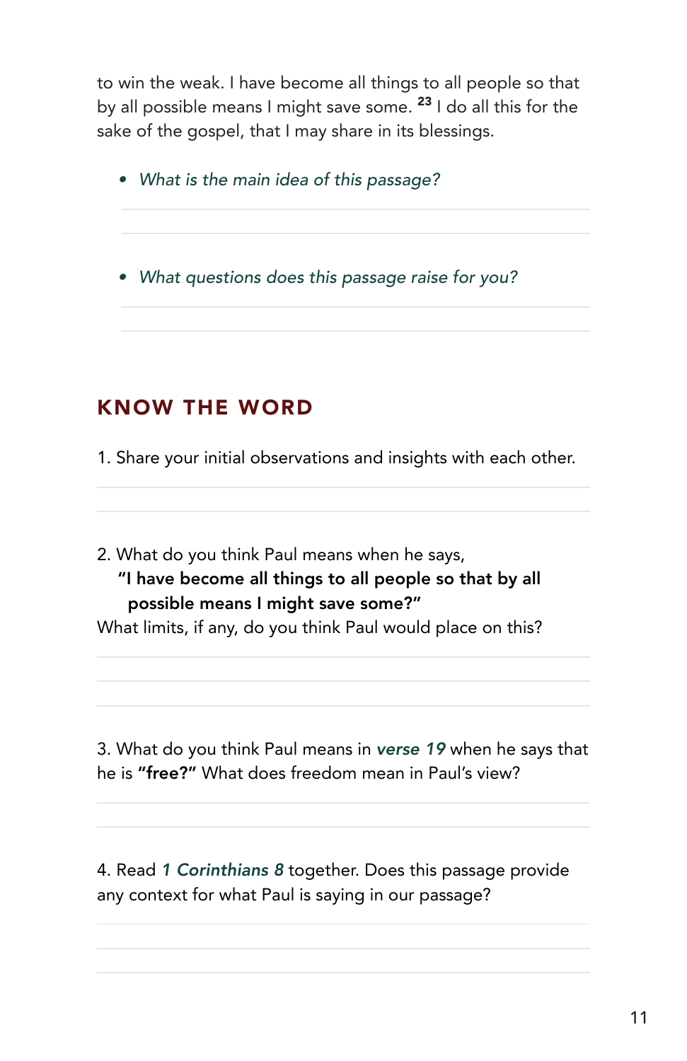to win the weak. I have become all things to all people so that by all possible means I might save some. [23] I do all this for the sake of the gospel, that I may share in its blessings.

- *What is the main idea of this passage?*

- *What questions does this passage raise for you?*

## KNOW THE WORD

1. Share your initial observations and insights with each other.

2. What do you think Paul means when he says,
   **"I have become all things to all people so that by all possible means I might save some?"**
   What limits, if any, do you think Paul would place on this?

3. What do you think Paul means in ***verse 19*** when he says that he is **"free?"** What does freedom mean in Paul's view?

4. Read ***1 Corinthians 8*** together. Does this passage provide any context for what Paul is saying in our passage?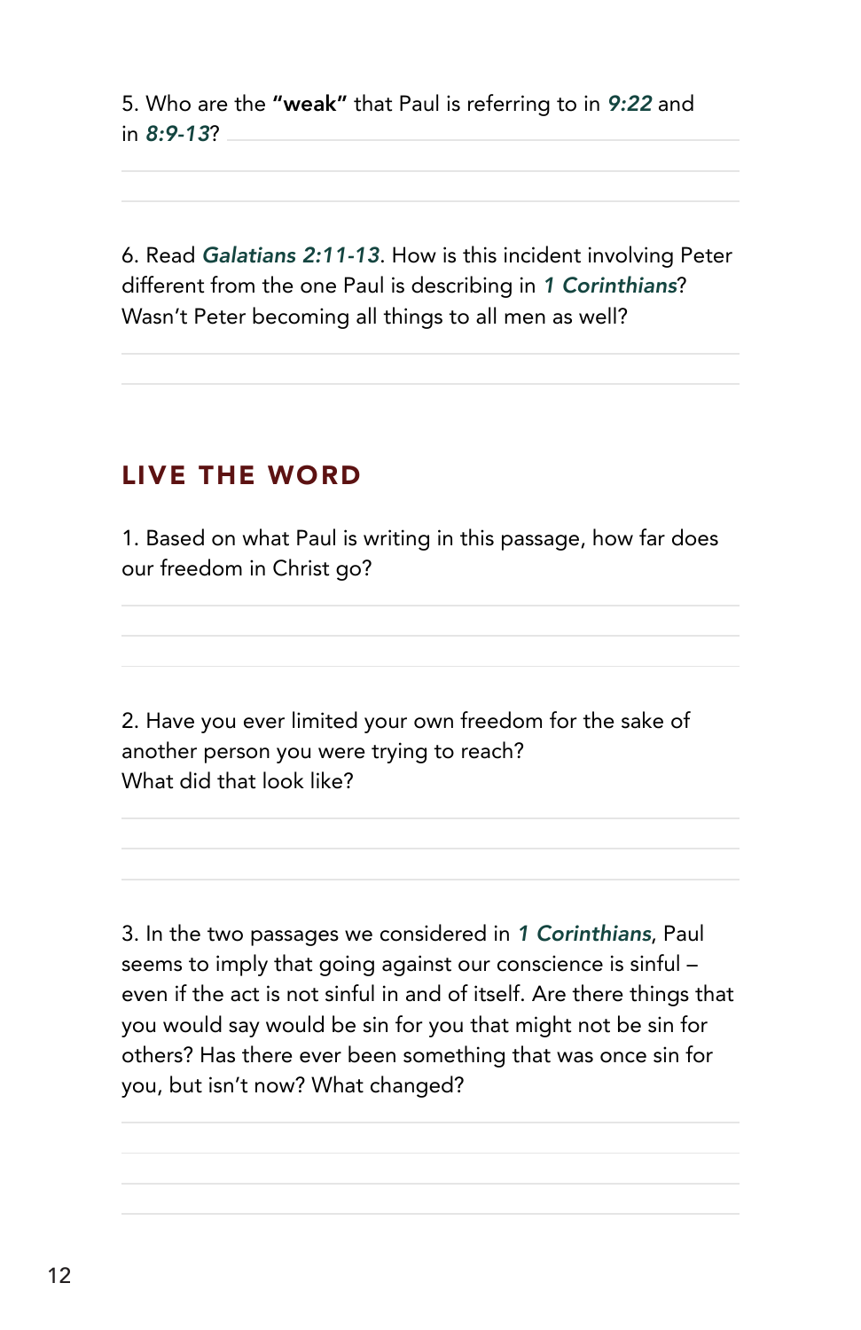5. Who are the **"weak"** that Paul is referring to in ***9:22*** and in ***8:9-13***?

6. Read ***Galatians 2:11-13***. How is this incident involving Peter different from the one Paul is describing in ***1 Corinthians***? Wasn't Peter becoming all things to all men as well?

## LIVE THE WORD

1. Based on what Paul is writing in this passage, how far does our freedom in Christ go?

2. Have you ever limited your own freedom for the sake of another person you were trying to reach?
What did that look like?

3. In the two passages we considered in ***1 Corinthians***, Paul seems to imply that going against our conscience is sinful – even if the act is not sinful in and of itself. Are there things that you would say would be sin for you that might not be sin for others? Has there ever been something that was once sin for you, but isn't now? What changed?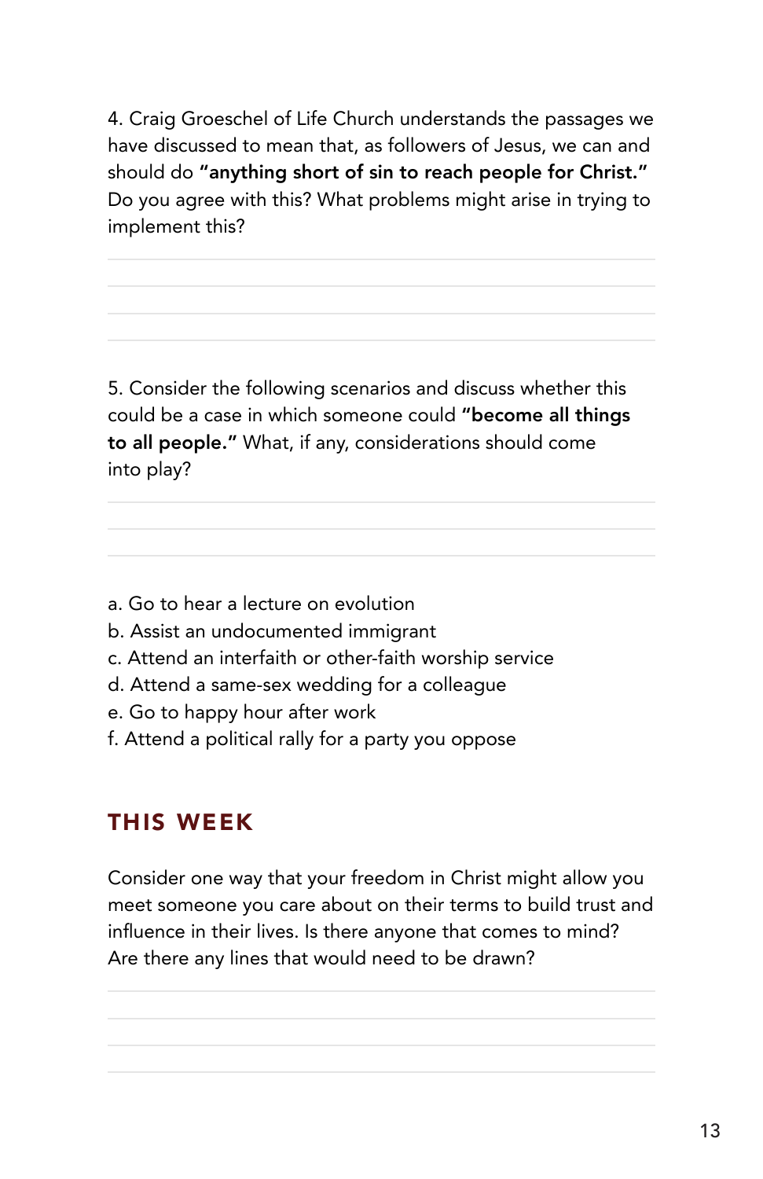4. Craig Groeschel of Life Church understands the passages we have discussed to mean that, as followers of Jesus, we can and should do **"anything short of sin to reach people for Christ."** Do you agree with this? What problems might arise in trying to implement this?

5. Consider the following scenarios and discuss whether this could be a case in which someone could **"become all things to all people."** What, if any, considerations should come into play?

a. Go to hear a lecture on evolution
b. Assist an undocumented immigrant
c. Attend an interfaith or other-faith worship service
d. Attend a same-sex wedding for a colleague
e. Go to happy hour after work
f. Attend a political rally for a party you oppose

## THIS WEEK

Consider one way that your freedom in Christ might allow you meet someone you care about on their terms to build trust and influence in their lives. Is there anyone that comes to mind? Are there any lines that would need to be drawn?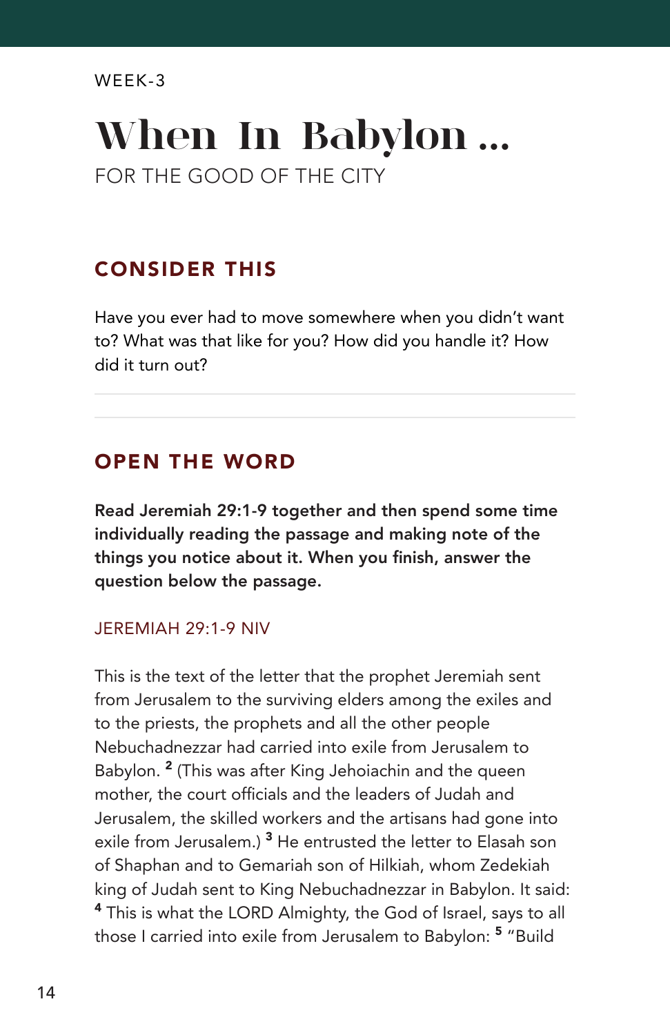WEEK-3

# When In Babylon ...

FOR THE GOOD OF THE CITY

## CONSIDER THIS

Have you ever had to move somewhere when you didn't want to? What was that like for you? How did you handle it? How did it turn out?

## OPEN THE WORD

**Read Jeremiah 29:1-9 together and then spend some time individually reading the passage and making note of the things you notice about it. When you finish, answer the question below the passage.**

JEREMIAH 29:1-9 NIV

This is the text of the letter that the prophet Jeremiah sent from Jerusalem to the surviving elders among the exiles and to the priests, the prophets and all the other people Nebuchadnezzar had carried into exile from Jerusalem to Babylon. [2] (This was after King Jehoiachin and the queen mother, the court officials and the leaders of Judah and Jerusalem, the skilled workers and the artisans had gone into exile from Jerusalem.) [3] He entrusted the letter to Elasah son of Shaphan and to Gemariah son of Hilkiah, whom Zedekiah king of Judah sent to King Nebuchadnezzar in Babylon. It said: [4] This is what the LORD Almighty, the God of Israel, says to all those I carried into exile from Jerusalem to Babylon: [5] "Build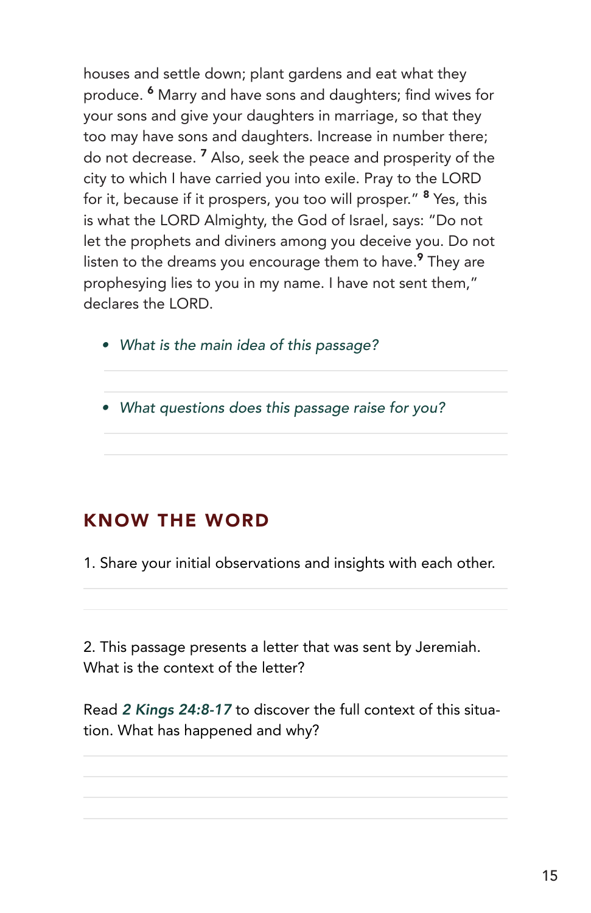houses and settle down; plant gardens and eat what they produce. [6] Marry and have sons and daughters; find wives for your sons and give your daughters in marriage, so that they too may have sons and daughters. Increase in number there; do not decrease. [7] Also, seek the peace and prosperity of the city to which I have carried you into exile. Pray to the LORD for it, because if it prospers, you too will prosper." [8] Yes, this is what the LORD Almighty, the God of Israel, says: "Do not let the prophets and diviners among you deceive you. Do not listen to the dreams you encourage them to have.[9] They are prophesying lies to you in my name. I have not sent them," declares the LORD.

- *What is the main idea of this passage?*

- *What questions does this passage raise for you?*

## KNOW THE WORD

1. Share your initial observations and insights with each other.

2. This passage presents a letter that was sent by Jeremiah. What is the context of the letter?

Read ***2 Kings 24:8-17*** to discover the full context of this situation. What has happened and why?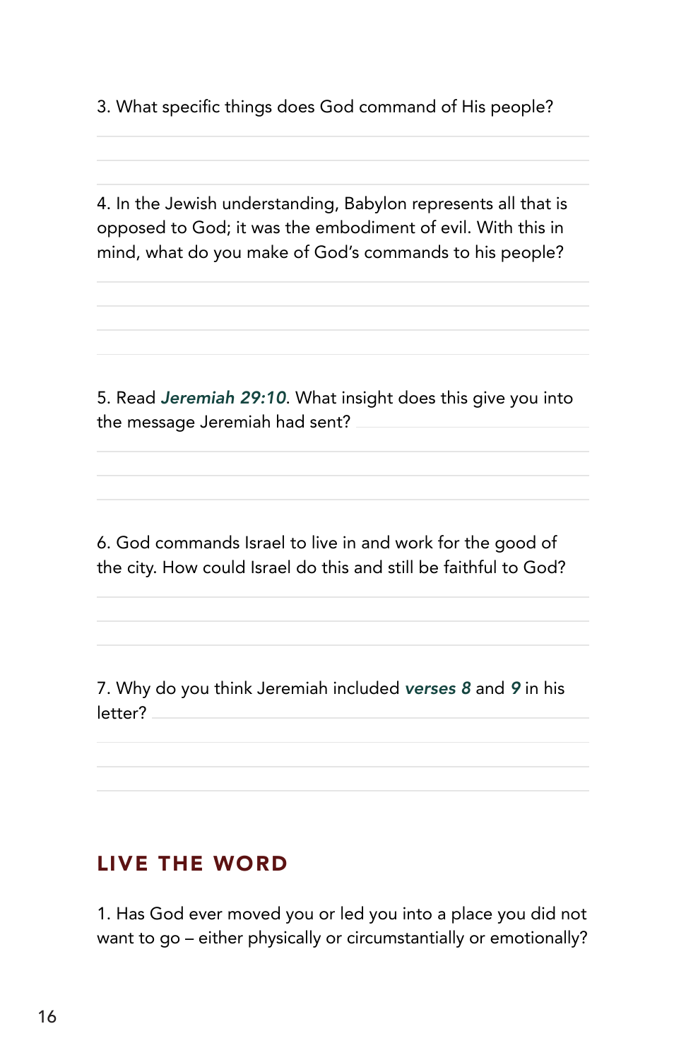3. What specific things does God command of His people?

4. In the Jewish understanding, Babylon represents all that is opposed to God; it was the embodiment of evil. With this in mind, what do you make of God's commands to his people?

5. Read ***Jeremiah 29:10***. What insight does this give you into the message Jeremiah had sent?

6. God commands Israel to live in and work for the good of the city. How could Israel do this and still be faithful to God?

7. Why do you think Jeremiah included ***verses 8*** and ***9*** in his letter?

## LIVE THE WORD

1. Has God ever moved you or led you into a place you did not want to go – either physically or circumstantially or emotionally?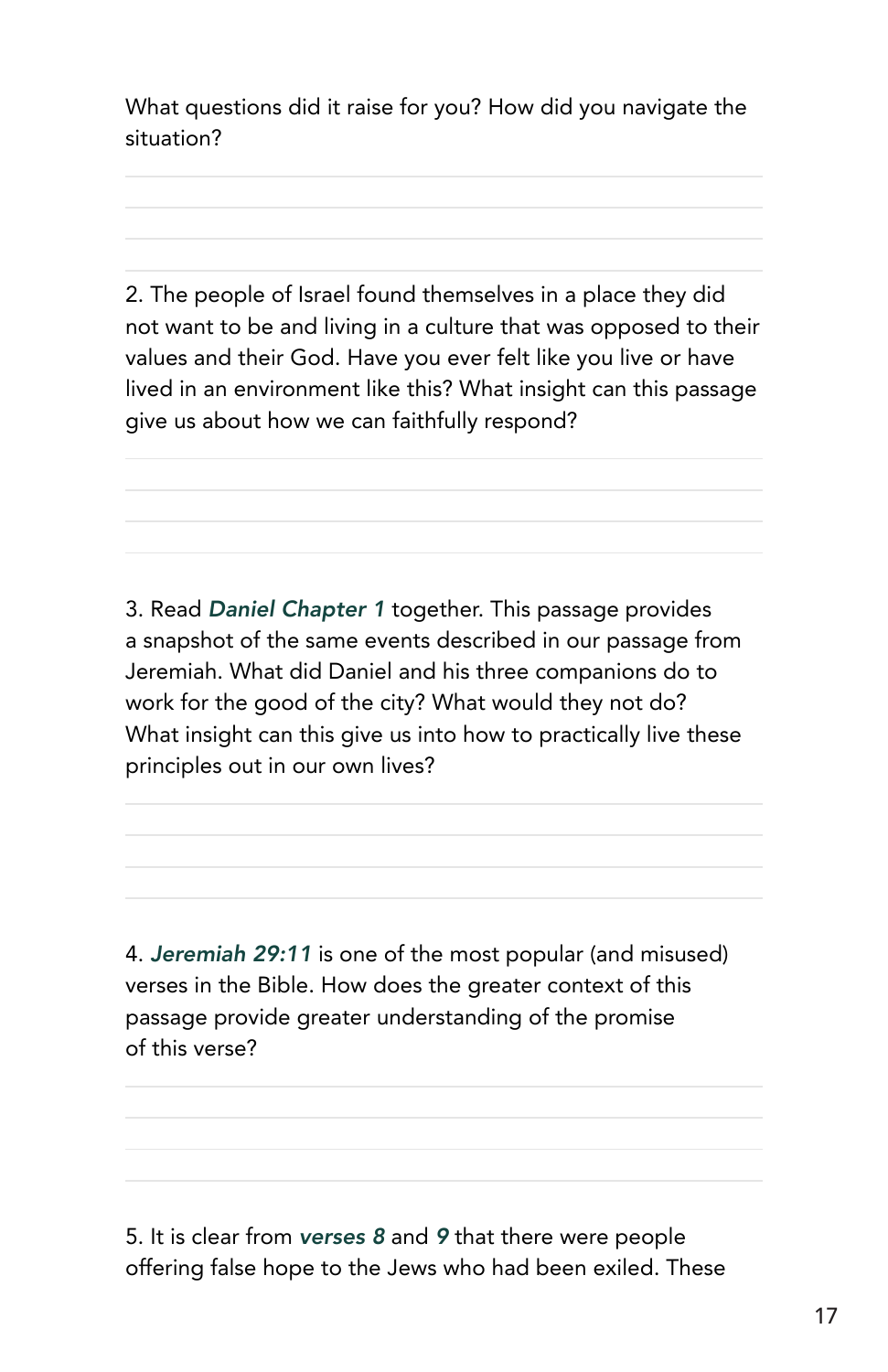What questions did it raise for you? How did you navigate the situation?

2. The people of Israel found themselves in a place they did not want to be and living in a culture that was opposed to their values and their God. Have you ever felt like you live or have lived in an environment like this? What insight can this passage give us about how we can faithfully respond?

3. Read ***Daniel Chapter 1*** together. This passage provides a snapshot of the same events described in our passage from Jeremiah. What did Daniel and his three companions do to work for the good of the city? What would they not do? What insight can this give us into how to practically live these principles out in our own lives?

4. ***Jeremiah 29:11*** is one of the most popular (and misused) verses in the Bible. How does the greater context of this passage provide greater understanding of the promise of this verse?

5. It is clear from ***verses 8*** and ***9*** that there were people offering false hope to the Jews who had been exiled. These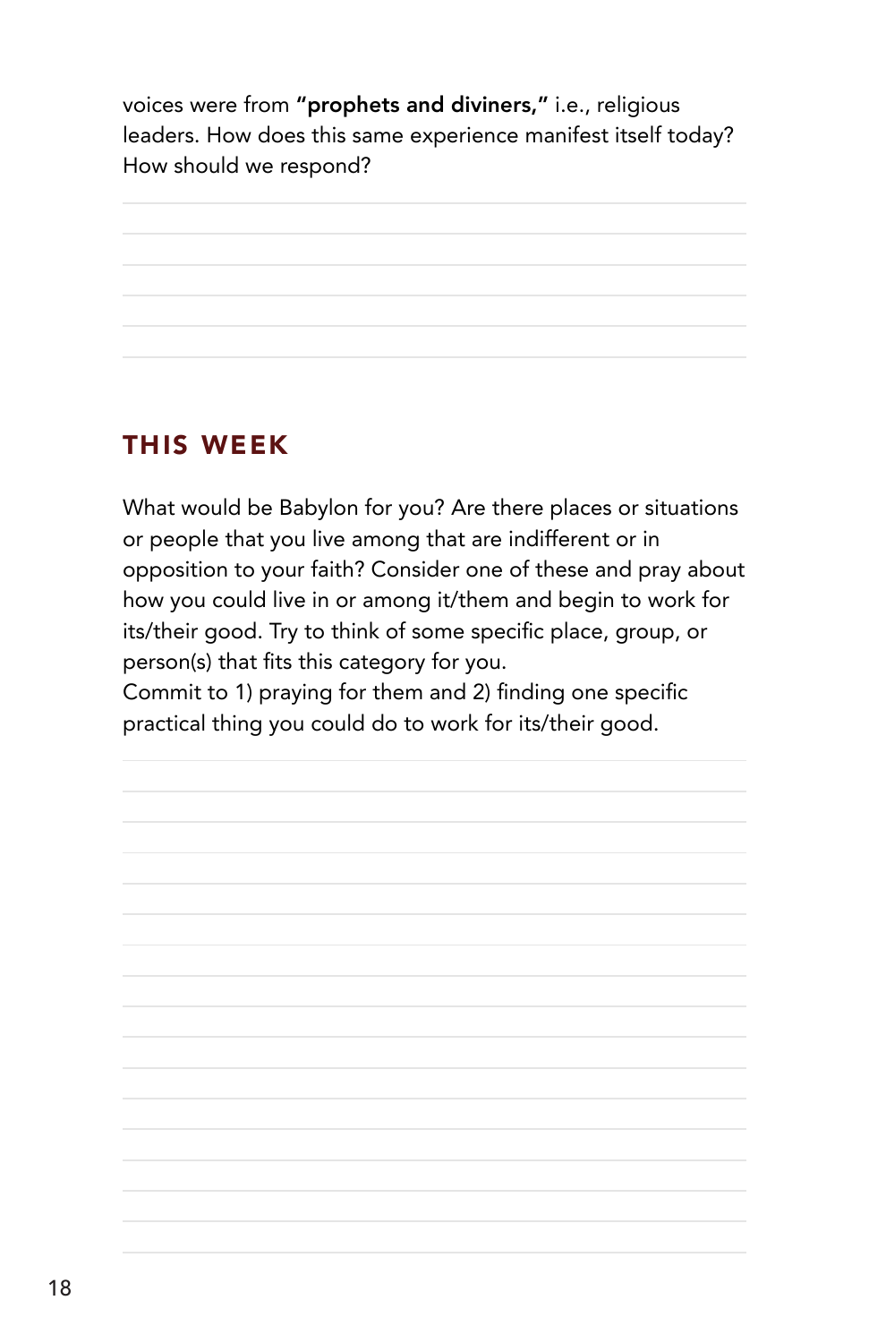voices were from **"prophets and diviners,"** i.e., religious leaders. How does this same experience manifest itself today? How should we respond?

## THIS WEEK

What would be Babylon for you? Are there places or situations or people that you live among that are indifferent or in opposition to your faith? Consider one of these and pray about how you could live in or among it/them and begin to work for its/their good. Try to think of some specific place, group, or person(s) that fits this category for you.
Commit to 1) praying for them and 2) finding one specific practical thing you could do to work for its/their good.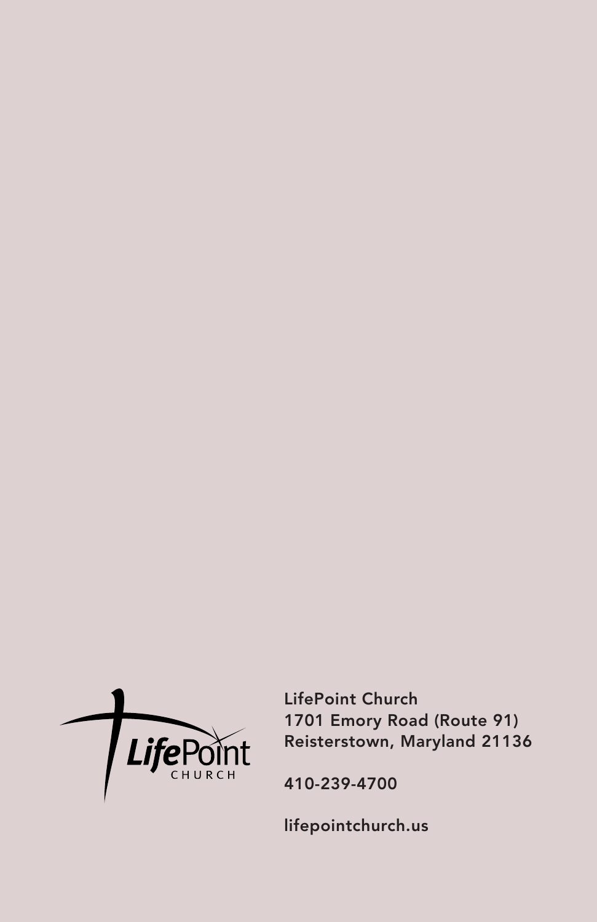LifePoint Church
1701 Emory Road (Route 91)
Reisterstown, Maryland 21136

410-239-4700

lifepointchurch.us